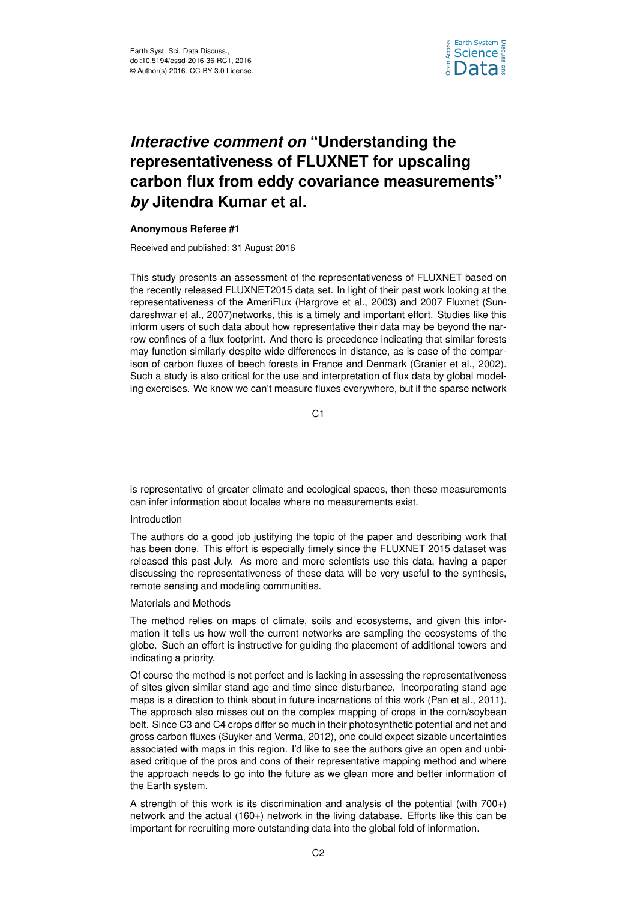# *Interactive comment on* "Understanding the representativeness of FLUXNET for upscaling carbon flux from eddy covariance measurements" *by* Jitendra Kumar et al.

**Anonymous Referee #1**

Received and published: 31 August 2016

This study presents an assessment of the representativeness of FLUXNET based on the recently released FLUXNET2015 data set. In light of their past work looking at the representativeness of the AmeriFlux (Hargrove et al., 2003) and 2007 Fluxnet (Sundareshwar et al., 2007)networks, this is a timely and important effort. Studies like this inform users of such data about how representative their data may be beyond the narrow confines of a flux footprint. And there is precedence indicating that similar forests may function similarly despite wide differences in distance, as is case of the comparison of carbon fluxes of beech forests in France and Denmark (Granier et al., 2002). Such a study is also critical for the use and interpretation of flux data by global modeling exercises. We know we can't measure fluxes everywhere, but if the sparse network is representative of greater climate and ecological spaces, then these measurements can infer information about locales where no measurements exist.

Introduction

The authors do a good job justifying the topic of the paper and describing work that has been done. This effort is especially timely since the FLUXNET 2015 dataset was released this past July. As more and more scientists use this data, having a paper discussing the representativeness of these data will be very useful to the synthesis, remote sensing and modeling communities.

Materials and Methods

The method relies on maps of climate, soils and ecosystems, and given this information it tells us how well the current networks are sampling the ecosystems of the globe. Such an effort is instructive for guiding the placement of additional towers and indicating a priority.

Of course the method is not perfect and is lacking in assessing the representativeness of sites given similar stand age and time since disturbance. Incorporating stand age maps is a direction to think about in future incarnations of this work (Pan et al., 2011). The approach also misses out on the complex mapping of crops in the corn/soybean belt. Since C3 and C4 crops differ so much in their photosynthetic potential and net and gross carbon fluxes (Suyker and Verma, 2012), one could expect sizable uncertainties associated with maps in this region. I'd like to see the authors give an open and unbiased critique of the pros and cons of their representative mapping method and where the approach needs to go into the future as we glean more and better information of the Earth system.

A strength of this work is its discrimination and analysis of the potential (with 700+) network and the actual (160+) network in the living database. Efforts like this can be important for recruiting more outstanding data into the global fold of information.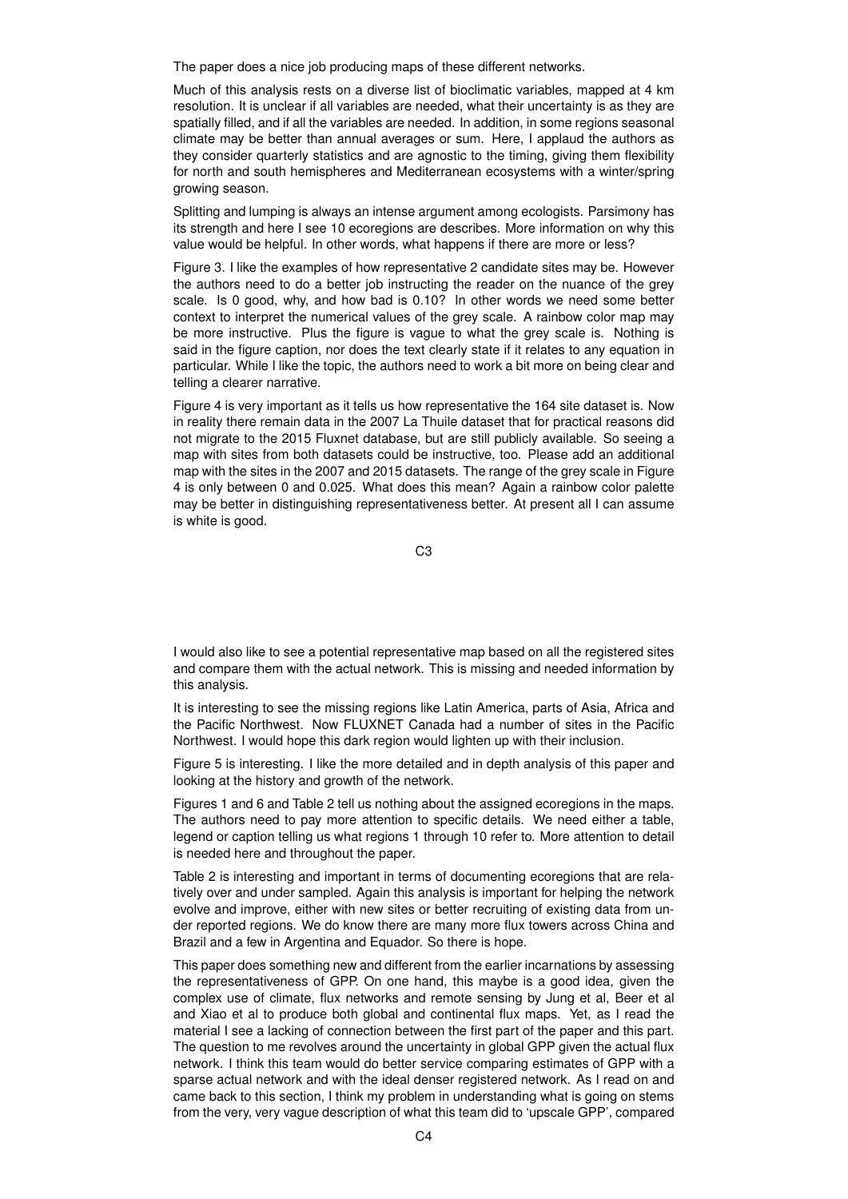The paper does a nice job producing maps of these different networks.

Much of this analysis rests on a diverse list of bioclimatic variables, mapped at 4 km resolution. It is unclear if all variables are needed, what their uncertainty is as they are spatially filled, and if all the variables are needed. In addition, in some regions seasonal climate may be better than annual averages or sum. Here, I applaud the authors as they consider quarterly statistics and are agnostic to the timing, giving them flexibility for north and south hemispheres and Mediterranean ecosystems with a winter/spring growing season.

Splitting and lumping is always an intense argument among ecologists. Parsimony has its strength and here I see 10 ecoregions are describes. More information on why this value would be helpful. In other words, what happens if there are more or less?

Figure 3. I like the examples of how representative 2 candidate sites may be. However the authors need to do a better job instructing the reader on the nuance of the grey scale. Is 0 good, why, and how bad is 0.10? In other words we need some better context to interpret the numerical values of the grey scale. A rainbow color map may be more instructive. Plus the figure is vague to what the grey scale is. Nothing is said in the figure caption, nor does the text clearly state if it relates to any equation in particular. While I like the topic, the authors need to work a bit more on being clear and telling a clearer narrative.

Figure 4 is very important as it tells us how representative the 164 site dataset is. Now in reality there remain data in the 2007 La Thuile dataset that for practical reasons did not migrate to the 2015 Fluxnet database, but are still publicly available. So seeing a map with sites from both datasets could be instructive, too. Please add an additional map with the sites in the 2007 and 2015 datasets. The range of the grey scale in Figure 4 is only between 0 and 0.025. What does this mean? Again a rainbow color palette may be better in distinguishing representativeness better. At present all I can assume is white is good.

I would also like to see a potential representative map based on all the registered sites and compare them with the actual network. This is missing and needed information by this analysis.

It is interesting to see the missing regions like Latin America, parts of Asia, Africa and the Pacific Northwest. Now FLUXNET Canada had a number of sites in the Pacific Northwest. I would hope this dark region would lighten up with their inclusion.

Figure 5 is interesting. I like the more detailed and in depth analysis of this paper and looking at the history and growth of the network.

Figures 1 and 6 and Table 2 tell us nothing about the assigned ecoregions in the maps. The authors need to pay more attention to specific details. We need either a table, legend or caption telling us what regions 1 through 10 refer to. More attention to detail is needed here and throughout the paper.

Table 2 is interesting and important in terms of documenting ecoregions that are relatively over and under sampled. Again this analysis is important for helping the network evolve and improve, either with new sites or better recruiting of existing data from under reported regions. We do know there are many more flux towers across China and Brazil and a few in Argentina and Equador. So there is hope.

This paper does something new and different from the earlier incarnations by assessing the representativeness of GPP. On one hand, this maybe is a good idea, given the complex use of climate, flux networks and remote sensing by Jung et al, Beer et al and Xiao et al to produce both global and continental flux maps. Yet, as I read the material I see a lacking of connection between the first part of the paper and this part. The question to me revolves around the uncertainty in global GPP given the actual flux network. I think this team would do better service comparing estimates of GPP with a sparse actual network and with the ideal denser registered network. As I read on and came back to this section, I think my problem in understanding what is going on stems from the very, very vague description of what this team did to 'upscale GPP', compared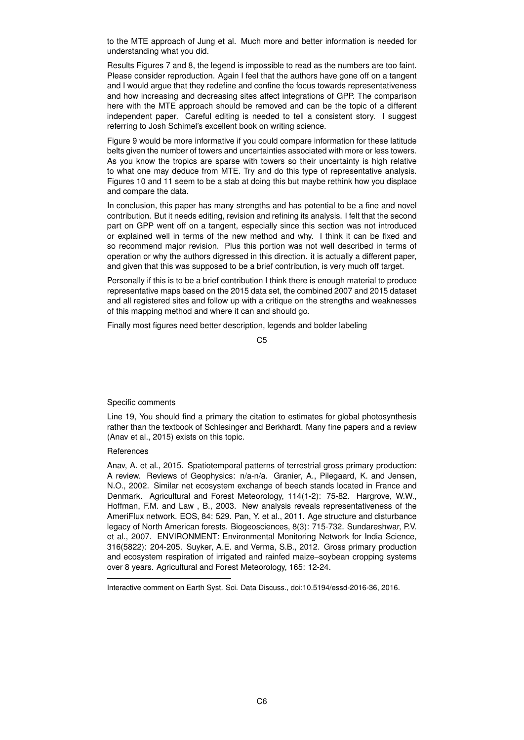to the MTE approach of Jung et al. Much more and better information is needed for understanding what you did.

Results Figures 7 and 8, the legend is impossible to read as the numbers are too faint. Please consider reproduction. Again I feel that the authors have gone off on a tangent and I would argue that they redefine and confine the focus towards representativeness and how increasing and decreasing sites affect integrations of GPP. The comparison here with the MTE approach should be removed and can be the topic of a different independent paper. Careful editing is needed to tell a consistent story. I suggest referring to Josh Schimel's excellent book on writing science.

Figure 9 would be more informative if you could compare information for these latitude belts given the number of towers and uncertainties associated with more or less towers. As you know the tropics are sparse with towers so their uncertainty is high relative to what one may deduce from MTE. Try and do this type of representative analysis. Figures 10 and 11 seem to be a stab at doing this but maybe rethink how you displace and compare the data.

In conclusion, this paper has many strengths and has potential to be a fine and novel contribution. But it needs editing, revision and refining its analysis. I felt that the second part on GPP went off on a tangent, especially since this section was not introduced or explained well in terms of the new method and why. I think it can be fixed and so recommend major revision. Plus this portion was not well described in terms of operation or why the authors digressed in this direction. it is actually a different paper, and given that this was supposed to be a brief contribution, is very much off target.

Personally if this is to be a brief contribution I think there is enough material to produce representative maps based on the 2015 data set, the combined 2007 and 2015 dataset and all registered sites and follow up with a critique on the strengths and weaknesses of this mapping method and where it can and should go.

Finally most figures need better description, legends and bolder labeling

Specific comments

Line 19, You should find a primary the citation to estimates for global photosynthesis rather than the textbook of Schlesinger and Berkhardt. Many fine papers and a review (Anav et al., 2015) exists on this topic.

References

Anav, A. et al., 2015. Spatiotemporal patterns of terrestrial gross primary production: A review. Reviews of Geophysics: n/a-n/a. Granier, A., Pilegaard, K. and Jensen, N.O., 2002. Similar net ecosystem exchange of beech stands located in France and Denmark. Agricultural and Forest Meteorology, 114(1-2): 75-82. Hargrove, W.W., Hoffman, F.M. and Law , B., 2003. New analysis reveals representativeness of the AmeriFlux network. EOS, 84: 529. Pan, Y. et al., 2011. Age structure and disturbance legacy of North American forests. Biogeosciences, 8(3): 715-732. Sundareshwar, P.V. et al., 2007. ENVIRONMENT: Environmental Monitoring Network for India Science, 316(5822): 204-205. Suyker, A.E. and Verma, S.B., 2012. Gross primary production and ecosystem respiration of irrigated and rainfed maize–soybean cropping systems over 8 years. Agricultural and Forest Meteorology, 165: 12-24.

Interactive comment on Earth Syst. Sci. Data Discuss., doi:10.5194/essd-2016-36, 2016.